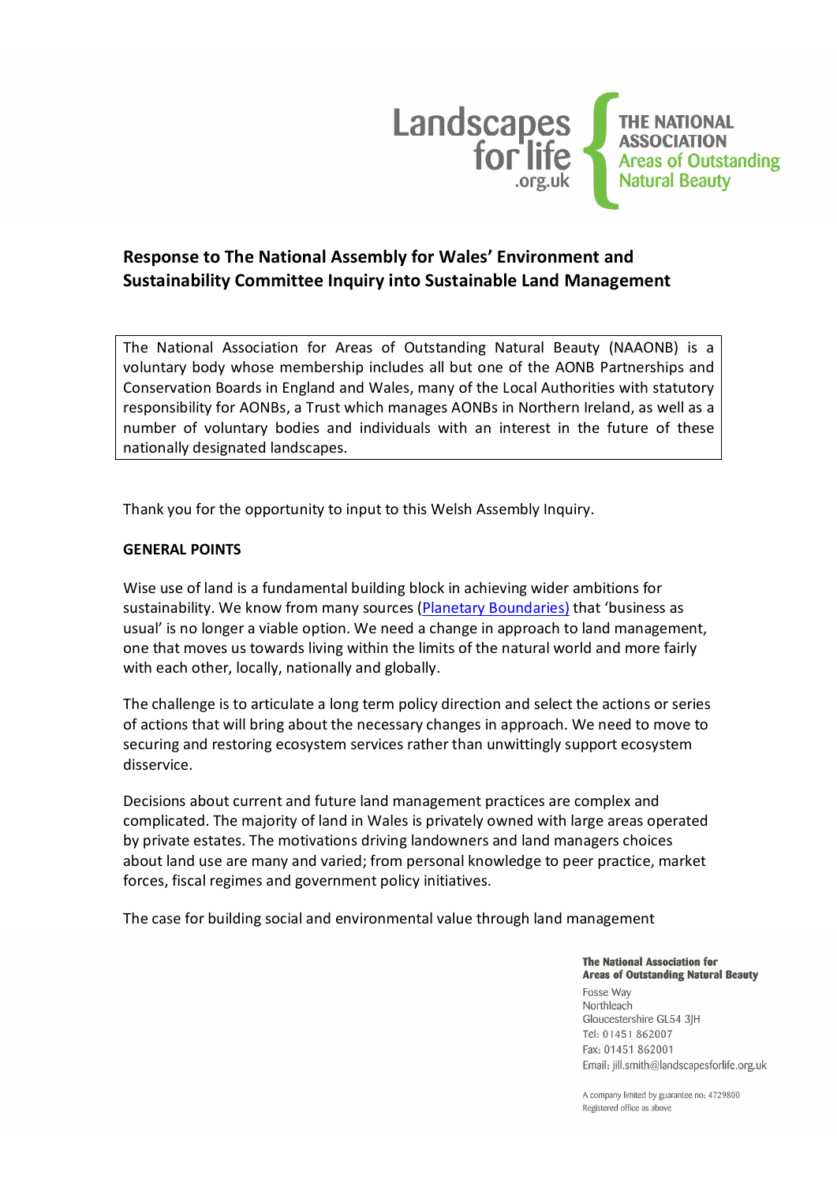Landscapes for life .org.uk

THE NATIONAL ASSOCIATION Areas of Outstanding Natural Beauty

## Response to The National Assembly for Wales' Environment and Sustainability Committee Inquiry into Sustainable Land Management

The National Association for Areas of Outstanding Natural Beauty (NAAONB) is a voluntary body whose membership includes all but one of the AONB Partnerships and Conservation Boards in England and Wales, many of the Local Authorities with statutory responsibility for AONBs, a Trust which manages AONBs in Northern Ireland, as well as a number of voluntary bodies and individuals with an interest in the future of these nationally designated landscapes.

Thank you for the opportunity to input to this Welsh Assembly Inquiry.

**GENERAL POINTS**

Wise use of land is a fundamental building block in achieving wider ambitions for sustainability. We know from many sources (Planetary Boundaries) that 'business as usual' is no longer a viable option. We need a change in approach to land management, one that moves us towards living within the limits of the natural world and more fairly with each other, locally, nationally and globally.

The challenge is to articulate a long term policy direction and select the actions or series of actions that will bring about the necessary changes in approach. We need to move to securing and restoring ecosystem services rather than unwittingly support ecosystem disservice.

Decisions about current and future land management practices are complex and complicated. The majority of land in Wales is privately owned with large areas operated by private estates. The motivations driving landowners and land managers choices about land use are many and varied; from personal knowledge to peer practice, market forces, fiscal regimes and government policy initiatives.

The case for building social and environmental value through land management

**The National Association for Areas of Outstanding Natural Beauty**
Fosse Way
Northleach
Gloucestershire GL54 3JH
Tel: 01451 862007
Fax: 01451 862001
Email: jill.smith@landscapesforlife.org.uk

A company limited by guarantee no: 4729800
Registered office as above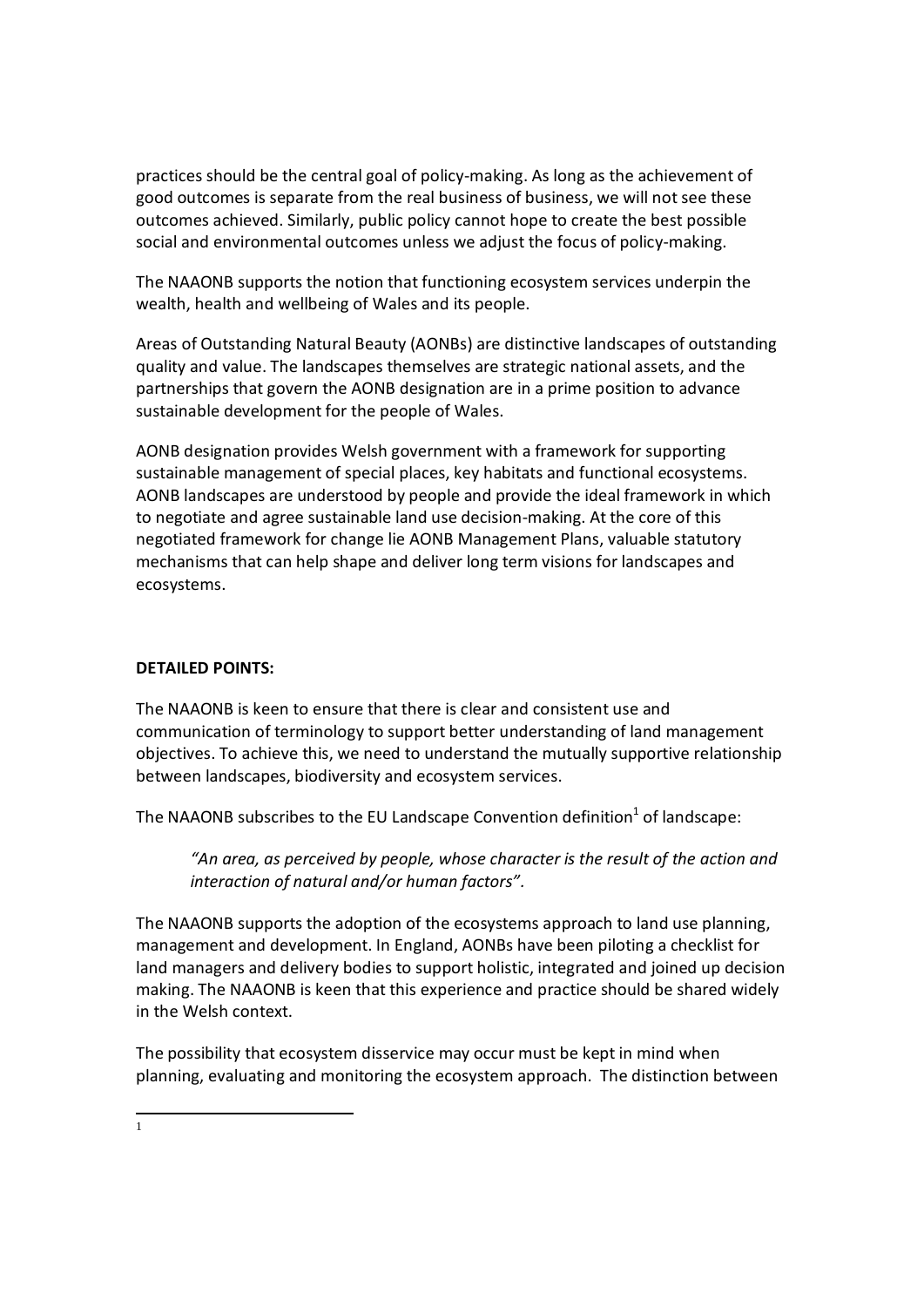practices should be the central goal of policy-making. As long as the achievement of good outcomes is separate from the real business of business, we will not see these outcomes achieved. Similarly, public policy cannot hope to create the best possible social and environmental outcomes unless we adjust the focus of policy-making.

The NAAONB supports the notion that functioning ecosystem services underpin the wealth, health and wellbeing of Wales and its people.

Areas of Outstanding Natural Beauty (AONBs) are distinctive landscapes of outstanding quality and value. The landscapes themselves are strategic national assets, and the partnerships that govern the AONB designation are in a prime position to advance sustainable development for the people of Wales.

AONB designation provides Welsh government with a framework for supporting sustainable management of special places, key habitats and functional ecosystems. AONB landscapes are understood by people and provide the ideal framework in which to negotiate and agree sustainable land use decision-making. At the core of this negotiated framework for change lie AONB Management Plans, valuable statutory mechanisms that can help shape and deliver long term visions for landscapes and ecosystems.

**DETAILED POINTS:**

The NAAONB is keen to ensure that there is clear and consistent use and communication of terminology to support better understanding of land management objectives. To achieve this, we need to understand the mutually supportive relationship between landscapes, biodiversity and ecosystem services.

The NAAONB subscribes to the EU Landscape Convention definition[1] of landscape:

> *"An area, as perceived by people, whose character is the result of the action and interaction of natural and/or human factors".*

The NAAONB supports the adoption of the ecosystems approach to land use planning, management and development. In England, AONBs have been piloting a checklist for land managers and delivery bodies to support holistic, integrated and joined up decision making. The NAAONB is keen that this experience and practice should be shared widely in the Welsh context.

The possibility that ecosystem disservice may occur must be kept in mind when planning, evaluating and monitoring the ecosystem approach. The distinction between

[1]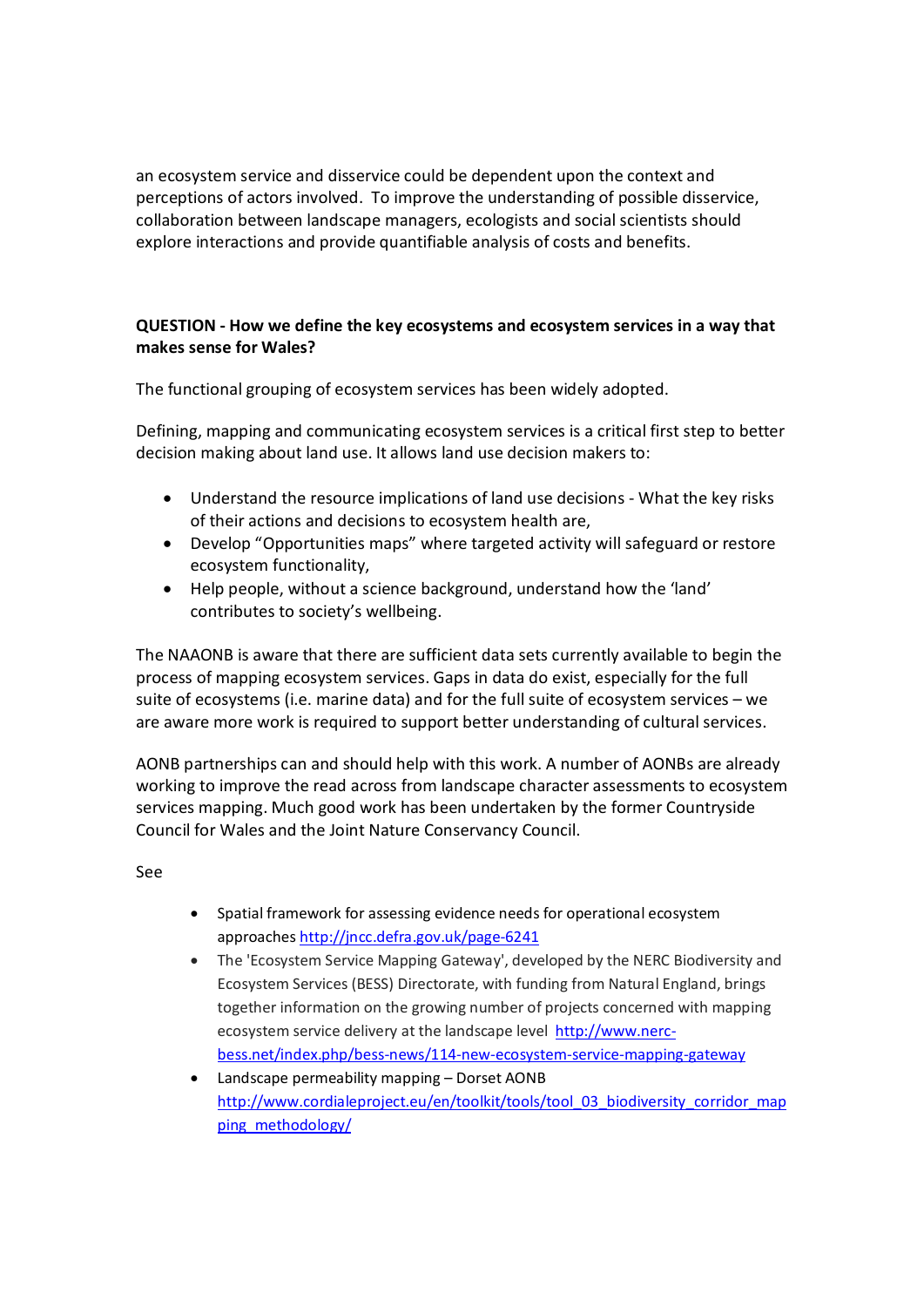an ecosystem service and disservice could be dependent upon the context and perceptions of actors involved. To improve the understanding of possible disservice, collaboration between landscape managers, ecologists and social scientists should explore interactions and provide quantifiable analysis of costs and benefits.

**QUESTION - How we define the key ecosystems and ecosystem services in a way that makes sense for Wales?**

The functional grouping of ecosystem services has been widely adopted.

Defining, mapping and communicating ecosystem services is a critical first step to better decision making about land use. It allows land use decision makers to:

- Understand the resource implications of land use decisions - What the key risks of their actions and decisions to ecosystem health are,
- Develop "Opportunities maps" where targeted activity will safeguard or restore ecosystem functionality,
- Help people, without a science background, understand how the 'land' contributes to society's wellbeing.

The NAAONB is aware that there are sufficient data sets currently available to begin the process of mapping ecosystem services. Gaps in data do exist, especially for the full suite of ecosystems (i.e. marine data) and for the full suite of ecosystem services – we are aware more work is required to support better understanding of cultural services.

AONB partnerships can and should help with this work. A number of AONBs are already working to improve the read across from landscape character assessments to ecosystem services mapping. Much good work has been undertaken by the former Countryside Council for Wales and the Joint Nature Conservancy Council.

See

- Spatial framework for assessing evidence needs for operational ecosystem approaches http://jncc.defra.gov.uk/page-6241
- The 'Ecosystem Service Mapping Gateway', developed by the NERC Biodiversity and Ecosystem Services (BESS) Directorate, with funding from Natural England, brings together information on the growing number of projects concerned with mapping ecosystem service delivery at the landscape level http://www.nerc-bess.net/index.php/bess-news/114-new-ecosystem-service-mapping-gateway
- Landscape permeability mapping – Dorset AONB http://www.cordialeproject.eu/en/toolkit/tools/tool_03_biodiversity_corridor_mapping_methodology/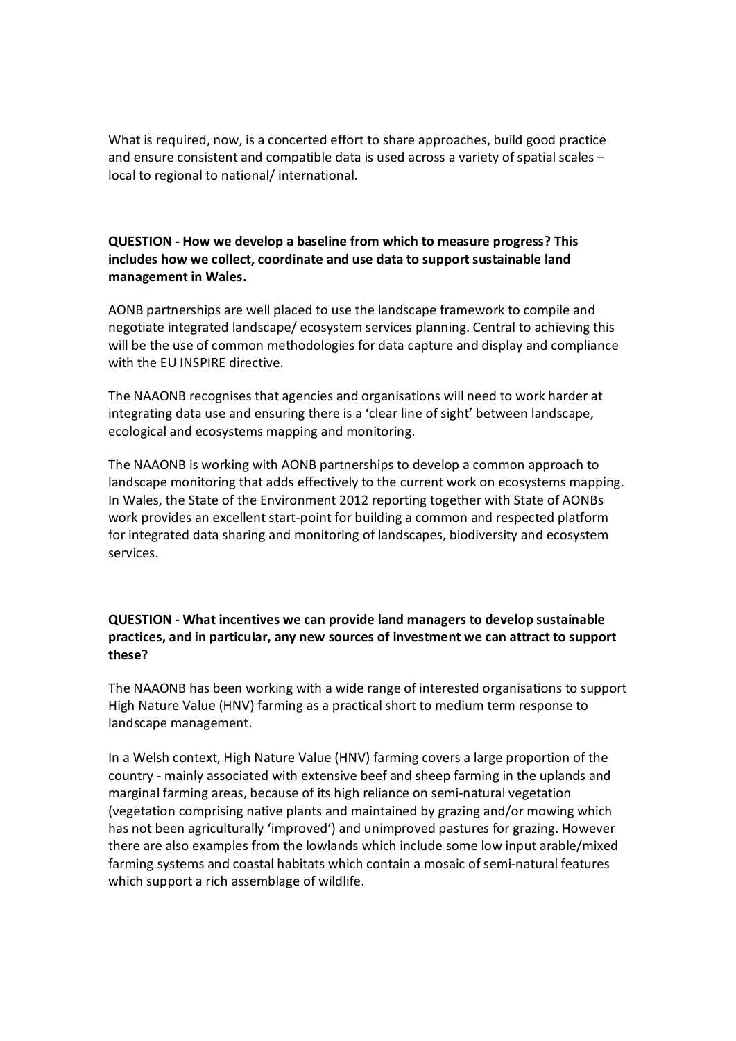What is required, now, is a concerted effort to share approaches, build good practice and ensure consistent and compatible data is used across a variety of spatial scales – local to regional to national/ international.

**QUESTION - How we develop a baseline from which to measure progress? This includes how we collect, coordinate and use data to support sustainable land management in Wales.**

AONB partnerships are well placed to use the landscape framework to compile and negotiate integrated landscape/ ecosystem services planning. Central to achieving this will be the use of common methodologies for data capture and display and compliance with the EU INSPIRE directive.

The NAAONB recognises that agencies and organisations will need to work harder at integrating data use and ensuring there is a 'clear line of sight' between landscape, ecological and ecosystems mapping and monitoring.

The NAAONB is working with AONB partnerships to develop a common approach to landscape monitoring that adds effectively to the current work on ecosystems mapping. In Wales, the State of the Environment 2012 reporting together with State of AONBs work provides an excellent start-point for building a common and respected platform for integrated data sharing and monitoring of landscapes, biodiversity and ecosystem services.

**QUESTION - What incentives we can provide land managers to develop sustainable practices, and in particular, any new sources of investment we can attract to support these?**

The NAAONB has been working with a wide range of interested organisations to support High Nature Value (HNV) farming as a practical short to medium term response to landscape management.

In a Welsh context, High Nature Value (HNV) farming covers a large proportion of the country - mainly associated with extensive beef and sheep farming in the uplands and marginal farming areas, because of its high reliance on semi-natural vegetation (vegetation comprising native plants and maintained by grazing and/or mowing which has not been agriculturally 'improved') and unimproved pastures for grazing. However there are also examples from the lowlands which include some low input arable/mixed farming systems and coastal habitats which contain a mosaic of semi-natural features which support a rich assemblage of wildlife.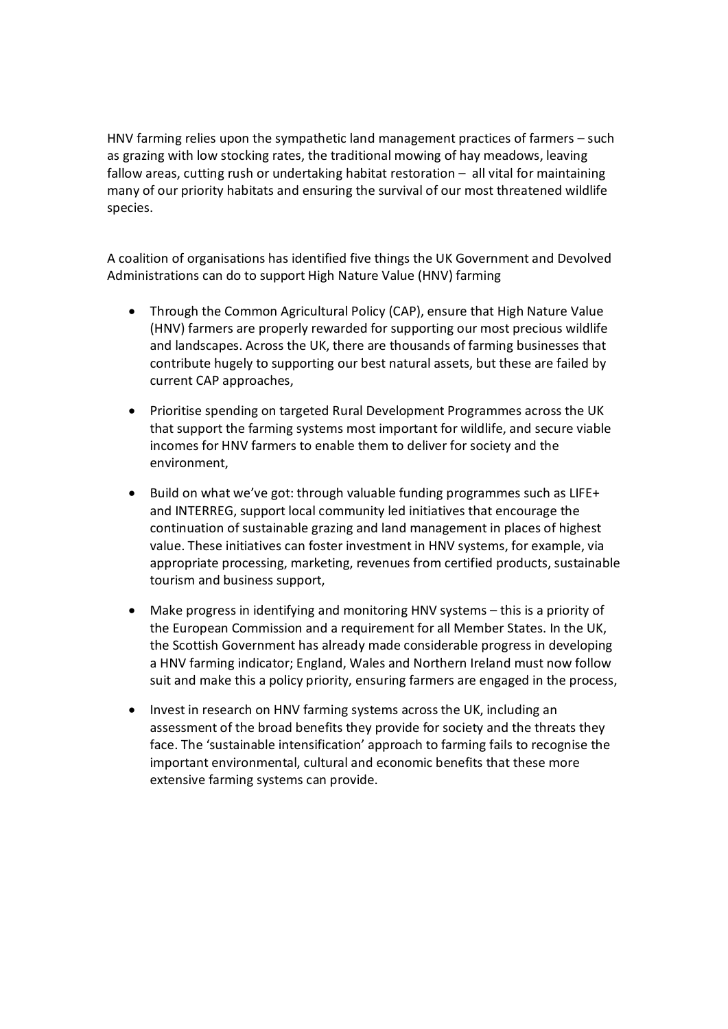HNV farming relies upon the sympathetic land management practices of farmers – such as grazing with low stocking rates, the traditional mowing of hay meadows, leaving fallow areas, cutting rush or undertaking habitat restoration – all vital for maintaining many of our priority habitats and ensuring the survival of our most threatened wildlife species.

A coalition of organisations has identified five things the UK Government and Devolved Administrations can do to support High Nature Value (HNV) farming

- Through the Common Agricultural Policy (CAP), ensure that High Nature Value (HNV) farmers are properly rewarded for supporting our most precious wildlife and landscapes. Across the UK, there are thousands of farming businesses that contribute hugely to supporting our best natural assets, but these are failed by current CAP approaches,

- Prioritise spending on targeted Rural Development Programmes across the UK that support the farming systems most important for wildlife, and secure viable incomes for HNV farmers to enable them to deliver for society and the environment,

- Build on what we've got: through valuable funding programmes such as LIFE+ and INTERREG, support local community led initiatives that encourage the continuation of sustainable grazing and land management in places of highest value. These initiatives can foster investment in HNV systems, for example, via appropriate processing, marketing, revenues from certified products, sustainable tourism and business support,

- Make progress in identifying and monitoring HNV systems – this is a priority of the European Commission and a requirement for all Member States. In the UK, the Scottish Government has already made considerable progress in developing a HNV farming indicator; England, Wales and Northern Ireland must now follow suit and make this a policy priority, ensuring farmers are engaged in the process,

- Invest in research on HNV farming systems across the UK, including an assessment of the broad benefits they provide for society and the threats they face. The 'sustainable intensification' approach to farming fails to recognise the important environmental, cultural and economic benefits that these more extensive farming systems can provide.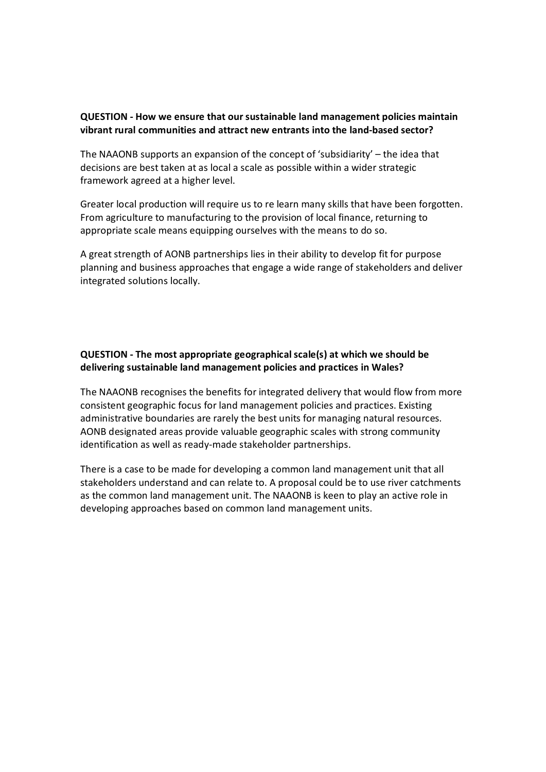**QUESTION - How we ensure that our sustainable land management policies maintain vibrant rural communities and attract new entrants into the land-based sector?**

The NAAONB supports an expansion of the concept of 'subsidiarity' – the idea that decisions are best taken at as local a scale as possible within a wider strategic framework agreed at a higher level.

Greater local production will require us to re learn many skills that have been forgotten. From agriculture to manufacturing to the provision of local finance, returning to appropriate scale means equipping ourselves with the means to do so.

A great strength of AONB partnerships lies in their ability to develop fit for purpose planning and business approaches that engage a wide range of stakeholders and deliver integrated solutions locally.

**QUESTION - The most appropriate geographical scale(s) at which we should be delivering sustainable land management policies and practices in Wales?**

The NAAONB recognises the benefits for integrated delivery that would flow from more consistent geographic focus for land management policies and practices. Existing administrative boundaries are rarely the best units for managing natural resources. AONB designated areas provide valuable geographic scales with strong community identification as well as ready-made stakeholder partnerships.

There is a case to be made for developing a common land management unit that all stakeholders understand and can relate to. A proposal could be to use river catchments as the common land management unit. The NAAONB is keen to play an active role in developing approaches based on common land management units.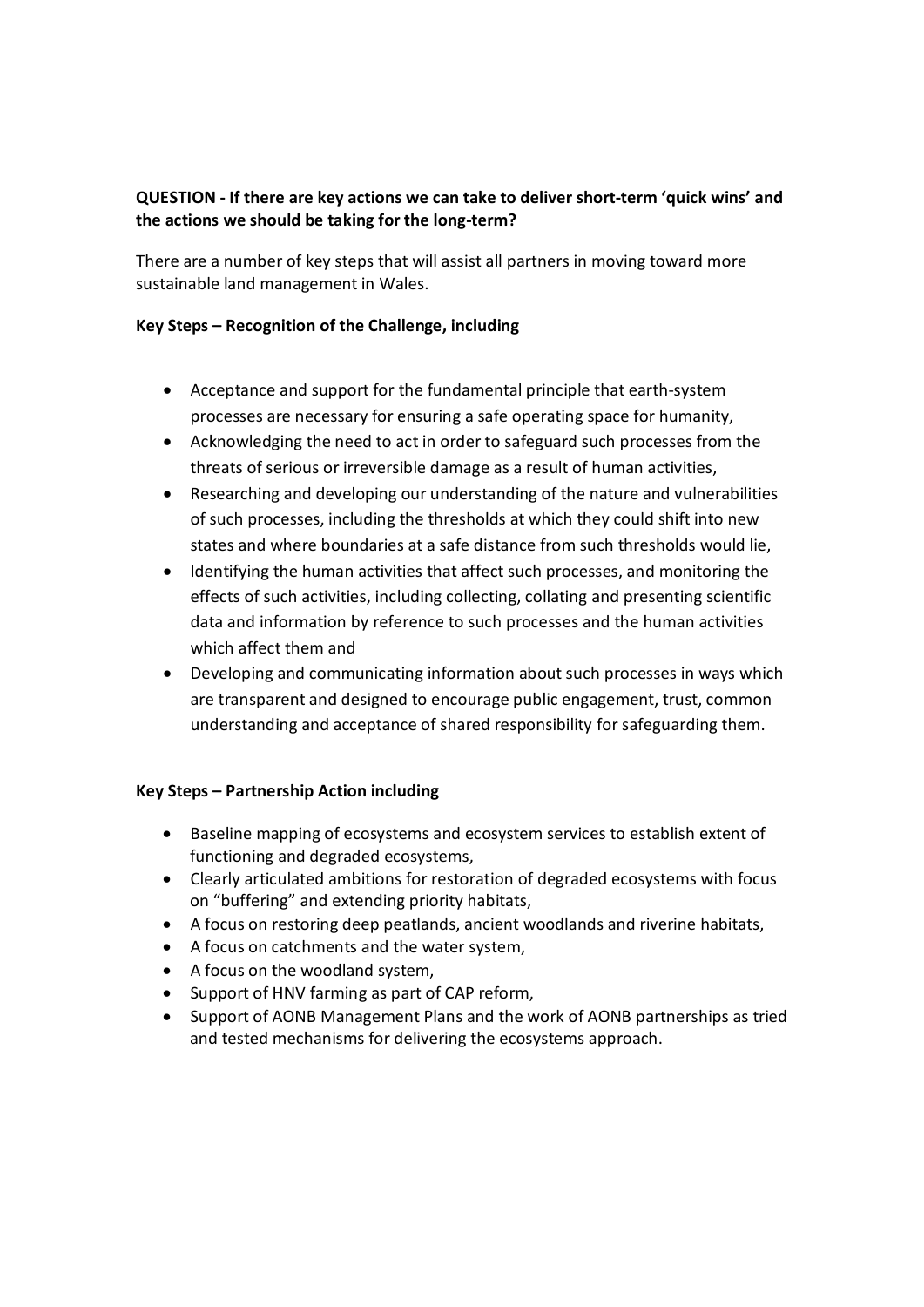**QUESTION - If there are key actions we can take to deliver short-term 'quick wins' and the actions we should be taking for the long-term?**

There are a number of key steps that will assist all partners in moving toward more sustainable land management in Wales.

**Key Steps – Recognition of the Challenge, including**

- Acceptance and support for the fundamental principle that earth-system processes are necessary for ensuring a safe operating space for humanity,
- Acknowledging the need to act in order to safeguard such processes from the threats of serious or irreversible damage as a result of human activities,
- Researching and developing our understanding of the nature and vulnerabilities of such processes, including the thresholds at which they could shift into new states and where boundaries at a safe distance from such thresholds would lie,
- Identifying the human activities that affect such processes, and monitoring the effects of such activities, including collecting, collating and presenting scientific data and information by reference to such processes and the human activities which affect them and
- Developing and communicating information about such processes in ways which are transparent and designed to encourage public engagement, trust, common understanding and acceptance of shared responsibility for safeguarding them.

**Key Steps – Partnership Action including**

- Baseline mapping of ecosystems and ecosystem services to establish extent of functioning and degraded ecosystems,
- Clearly articulated ambitions for restoration of degraded ecosystems with focus on "buffering" and extending priority habitats,
- A focus on restoring deep peatlands, ancient woodlands and riverine habitats,
- A focus on catchments and the water system,
- A focus on the woodland system,
- Support of HNV farming as part of CAP reform,
- Support of AONB Management Plans and the work of AONB partnerships as tried and tested mechanisms for delivering the ecosystems approach.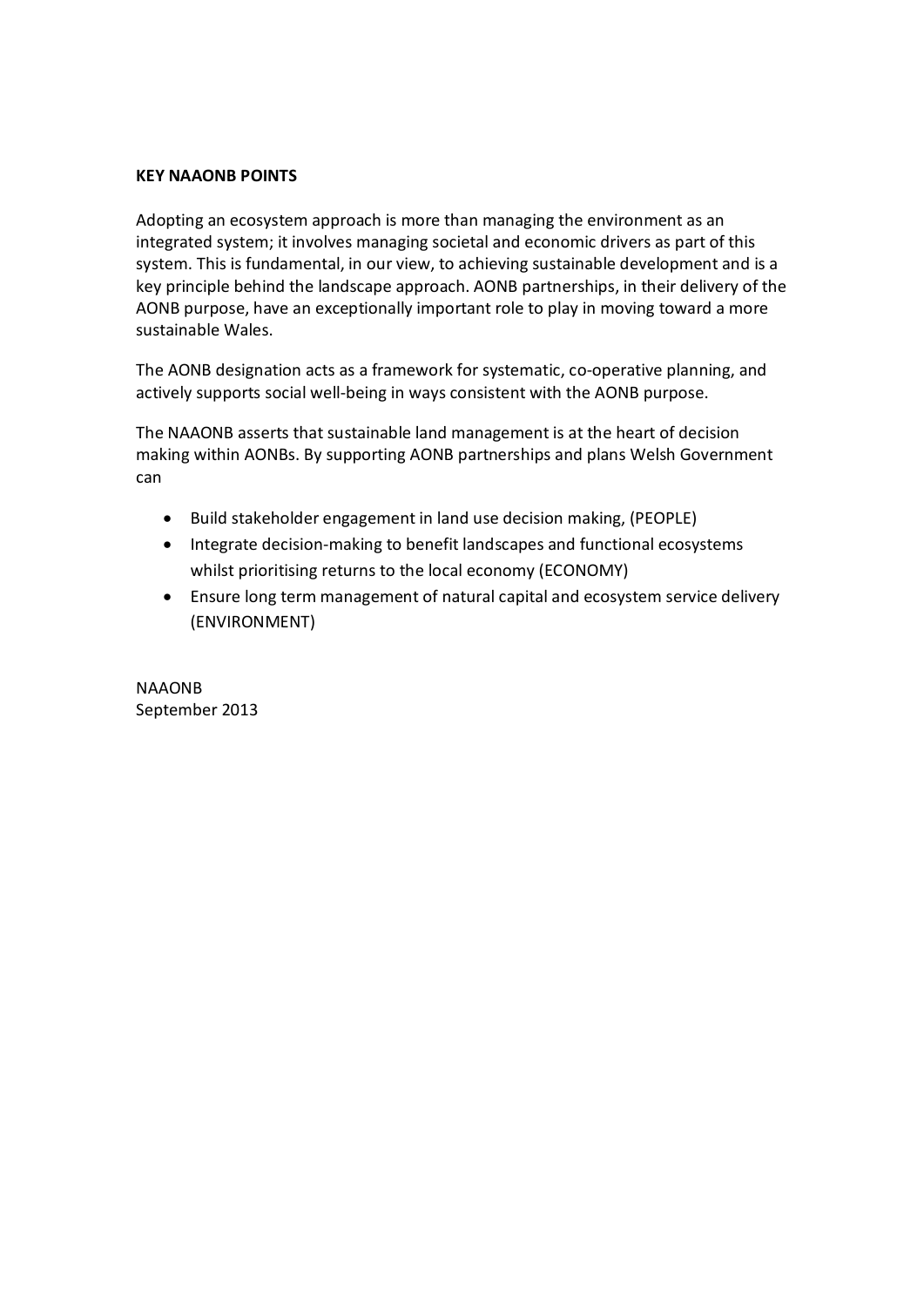**KEY NAAONB POINTS**

Adopting an ecosystem approach is more than managing the environment as an integrated system; it involves managing societal and economic drivers as part of this system. This is fundamental, in our view, to achieving sustainable development and is a key principle behind the landscape approach. AONB partnerships, in their delivery of the AONB purpose, have an exceptionally important role to play in moving toward a more sustainable Wales.

The AONB designation acts as a framework for systematic, co-operative planning, and actively supports social well-being in ways consistent with the AONB purpose.

The NAAONB asserts that sustainable land management is at the heart of decision making within AONBs. By supporting AONB partnerships and plans Welsh Government can

- Build stakeholder engagement in land use decision making, (PEOPLE)
- Integrate decision-making to benefit landscapes and functional ecosystems whilst prioritising returns to the local economy (ECONOMY)
- Ensure long term management of natural capital and ecosystem service delivery (ENVIRONMENT)

NAAONB
September 2013